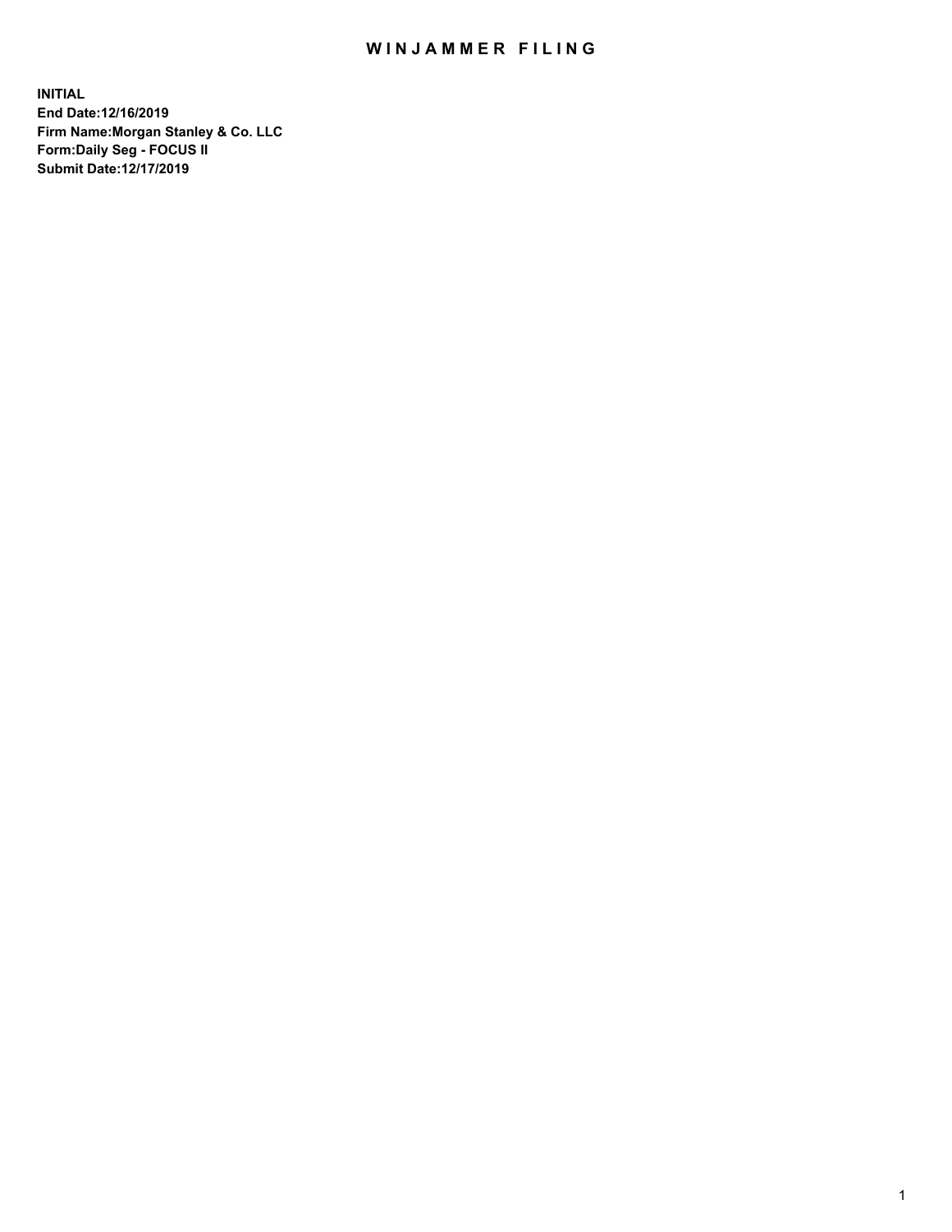# WINJAMMER FILING

**INITIAL**
**End Date:12/16/2019**
**Firm Name:Morgan Stanley & Co. LLC**
**Form:Daily Seg - FOCUS II**
**Submit Date:12/17/2019**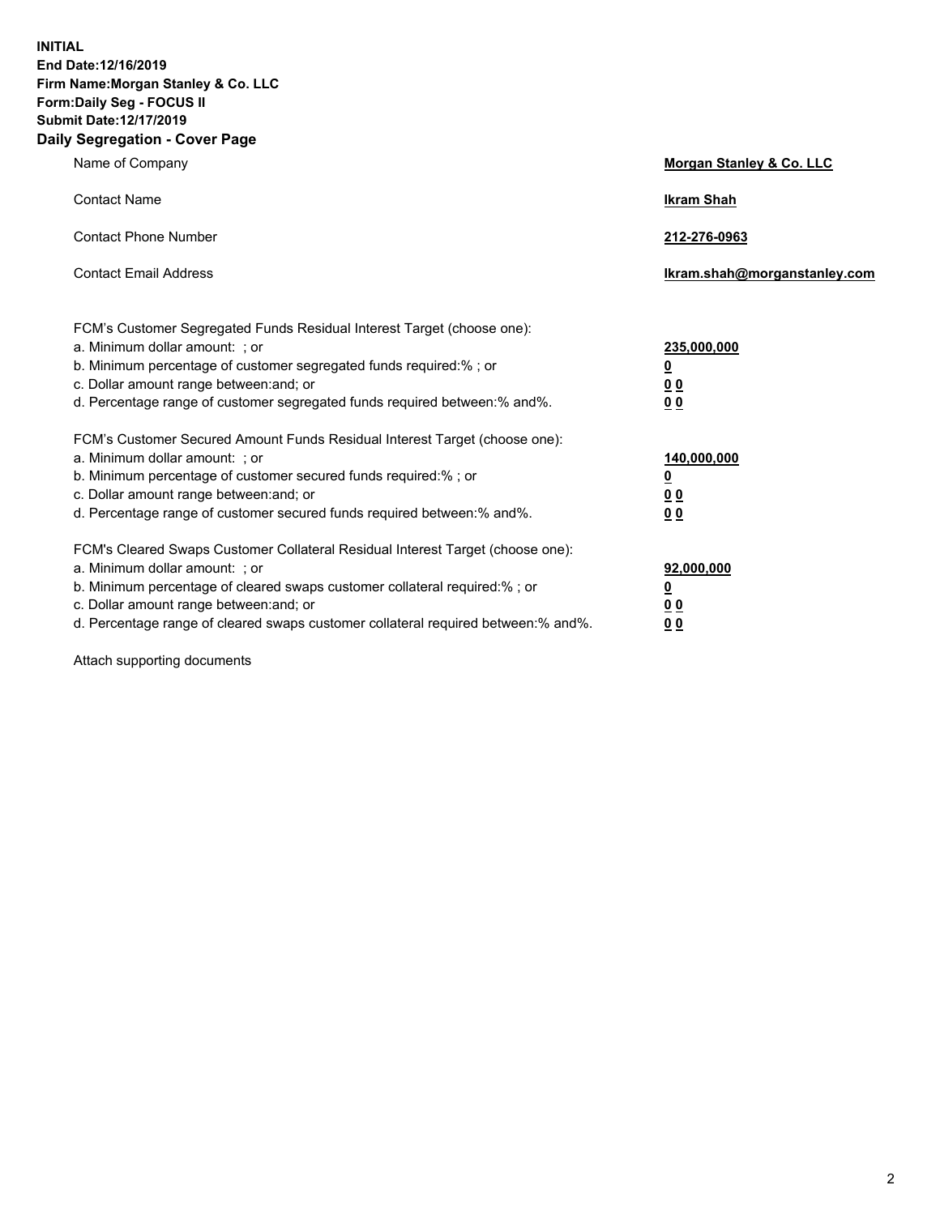**INITIAL**
**End Date:12/16/2019**
**Firm Name:Morgan Stanley & Co. LLC**
**Form:Daily Seg - FOCUS II**
**Submit Date:12/17/2019**
**Daily Segregation - Cover Page**

| | |
|---|---|
| Name of Company | **Morgan Stanley & Co. LLC** |
| Contact Name | **Ikram Shah** |
| Contact Phone Number | **212-276-0963** |
| Contact Email Address | **Ikram.shah@morganstanley.com** |

| | |
|---|---|
| FCM's Customer Segregated Funds Residual Interest Target (choose one): | |
| a. Minimum dollar amount: ; or | **235,000,000** |
| b. Minimum percentage of customer segregated funds required:% ; or | **0** |
| c. Dollar amount range between:and; or | **0 0** |
| d. Percentage range of customer segregated funds required between:% and%. | **0 0** |
| FCM's Customer Secured Amount Funds Residual Interest Target (choose one): | |
| a. Minimum dollar amount: ; or | **140,000,000** |
| b. Minimum percentage of customer secured funds required:% ; or | **0** |
| c. Dollar amount range between:and; or | **0 0** |
| d. Percentage range of customer secured funds required between:% and%. | **0 0** |
| FCM's Cleared Swaps Customer Collateral Residual Interest Target (choose one): | |
| a. Minimum dollar amount: ; or | **92,000,000** |
| b. Minimum percentage of cleared swaps customer collateral required:% ; or | **0** |
| c. Dollar amount range between:and; or | **0 0** |
| d. Percentage range of cleared swaps customer collateral required between:% and%. | **0 0** |

Attach supporting documents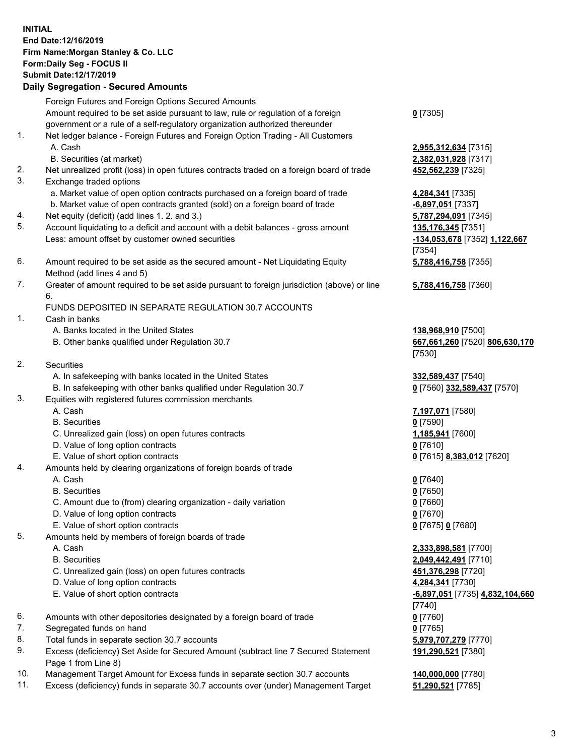**INITIAL**
**End Date:12/16/2019**
**Firm Name:Morgan Stanley & Co. LLC**
**Form:Daily Seg - FOCUS II**
**Submit Date:12/17/2019**

## Daily Segregation - Secured Amounts

| | | |
|---|---|---|
| | Foreign Futures and Foreign Options Secured Amounts | |
| | Amount required to be set aside pursuant to law, rule or regulation of a foreign government or a rule of a self-regulatory organization authorized thereunder | **0** [7305] |
| 1. | Net ledger balance - Foreign Futures and Foreign Option Trading - All Customers | |
| | A. Cash | **2,955,312,634** [7315] |
| | B. Securities (at market) | **2,382,031,928** [7317] |
| 2. | Net unrealized profit (loss) in open futures contracts traded on a foreign board of trade | **452,562,239** [7325] |
| 3. | Exchange traded options | |
| | a. Market value of open option contracts purchased on a foreign board of trade | **4,284,341** [7335] |
| | b. Market value of open contracts granted (sold) on a foreign board of trade | **-6,897,051** [7337] |
| 4. | Net equity (deficit) (add lines 1. 2. and 3.) | **5,787,294,091** [7345] |
| 5. | Account liquidating to a deficit and account with a debit balances - gross amount | **135,176,345** [7351] |
| | Less: amount offset by customer owned securities | **-134,053,678** [7352] **1,122,667** [7354] |
| 6. | Amount required to be set aside as the secured amount - Net Liquidating Equity Method (add lines 4 and 5) | **5,788,416,758** [7355] |
| 7. | Greater of amount required to be set aside pursuant to foreign jurisdiction (above) or line 6. | **5,788,416,758** [7360] |
| | FUNDS DEPOSITED IN SEPARATE REGULATION 30.7 ACCOUNTS | |
| 1. | Cash in banks | |
| | A. Banks located in the United States | **138,968,910** [7500] |
| | B. Other banks qualified under Regulation 30.7 | **667,661,260** [7520] **806,630,170** [7530] |
| 2. | Securities | |
| | A. In safekeeping with banks located in the United States | **332,589,437** [7540] |
| | B. In safekeeping with other banks qualified under Regulation 30.7 | **0** [7560] **332,589,437** [7570] |
| 3. | Equities with registered futures commission merchants | |
| | A. Cash | **7,197,071** [7580] |
| | B. Securities | **0** [7590] |
| | C. Unrealized gain (loss) on open futures contracts | **1,185,941** [7600] |
| | D. Value of long option contracts | **0** [7610] |
| | E. Value of short option contracts | **0** [7615] **8,383,012** [7620] |
| 4. | Amounts held by clearing organizations of foreign boards of trade | |
| | A. Cash | **0** [7640] |
| | B. Securities | **0** [7650] |
| | C. Amount due to (from) clearing organization - daily variation | **0** [7660] |
| | D. Value of long option contracts | **0** [7670] |
| | E. Value of short option contracts | **0** [7675] **0** [7680] |
| 5. | Amounts held by members of foreign boards of trade | |
| | A. Cash | **2,333,898,581** [7700] |
| | B. Securities | **2,049,442,491** [7710] |
| | C. Unrealized gain (loss) on open futures contracts | **451,376,298** [7720] |
| | D. Value of long option contracts | **4,284,341** [7730] |
| | E. Value of short option contracts | **-6,897,051** [7735] **4,832,104,660** [7740] |
| 6. | Amounts with other depositories designated by a foreign board of trade | **0** [7760] |
| 7. | Segregated funds on hand | **0** [7765] |
| 8. | Total funds in separate section 30.7 accounts | **5,979,707,279** [7770] |
| 9. | Excess (deficiency) Set Aside for Secured Amount (subtract line 7 Secured Statement Page 1 from Line 8) | **191,290,521** [7380] |
| 10. | Management Target Amount for Excess funds in separate section 30.7 accounts | **140,000,000** [7780] |
| 11. | Excess (deficiency) funds in separate 30.7 accounts over (under) Management Target | **51,290,521** [7785] |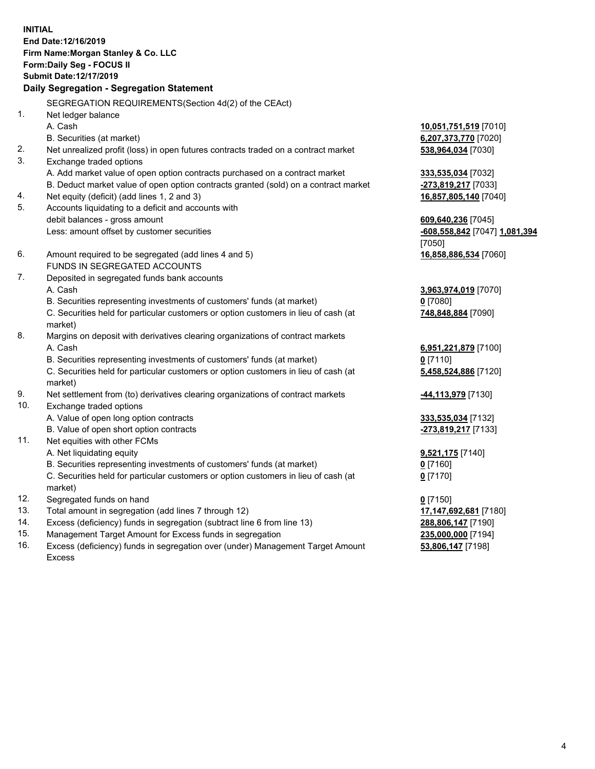**INITIAL**
**End Date:12/16/2019**
**Firm Name:Morgan Stanley & Co. LLC**
**Form:Daily Seg - FOCUS II**
**Submit Date:12/17/2019**

**Daily Segregation - Segregation Statement**

SEGREGATION REQUIREMENTS(Section 4d(2) of the CEAct)

| | | |
|---|---|---|
| 1. | Net ledger balance | |
| | A. Cash | **10,051,751,519** [7010] |
| | B. Securities (at market) | **6,207,373,770** [7020] |
| 2. | Net unrealized profit (loss) in open futures contracts traded on a contract market | **538,964,034** [7030] |
| 3. | Exchange traded options | |
| | A. Add market value of open option contracts purchased on a contract market | **333,535,034** [7032] |
| | B. Deduct market value of open option contracts granted (sold) on a contract market | **-273,819,217** [7033] |
| 4. | Net equity (deficit) (add lines 1, 2 and 3) | **16,857,805,140** [7040] |
| 5. | Accounts liquidating to a deficit and accounts with debit balances - gross amount | **609,640,236** [7045] |
| | Less: amount offset by customer securities | **-608,558,842** [7047] **1,081,394** [7050] |
| 6. | Amount required to be segregated (add lines 4 and 5) | **16,858,886,534** [7060] |
| | FUNDS IN SEGREGATED ACCOUNTS | |
| 7. | Deposited in segregated funds bank accounts | |
| | A. Cash | **3,963,974,019** [7070] |
| | B. Securities representing investments of customers' funds (at market) | **0** [7080] |
| | C. Securities held for particular customers or option customers in lieu of cash (at market) | **748,848,884** [7090] |
| 8. | Margins on deposit with derivatives clearing organizations of contract markets | |
| | A. Cash | **6,951,221,879** [7100] |
| | B. Securities representing investments of customers' funds (at market) | **0** [7110] |
| | C. Securities held for particular customers or option customers in lieu of cash (at market) | **5,458,524,886** [7120] |
| 9. | Net settlement from (to) derivatives clearing organizations of contract markets | **-44,113,979** [7130] |
| 10. | Exchange traded options | |
| | A. Value of open long option contracts | **333,535,034** [7132] |
| | B. Value of open short option contracts | **-273,819,217** [7133] |
| 11. | Net equities with other FCMs | |
| | A. Net liquidating equity | **9,521,175** [7140] |
| | B. Securities representing investments of customers' funds (at market) | **0** [7160] |
| | C. Securities held for particular customers or option customers in lieu of cash (at market) | **0** [7170] |
| 12. | Segregated funds on hand | **0** [7150] |
| 13. | Total amount in segregation (add lines 7 through 12) | **17,147,692,681** [7180] |
| 14. | Excess (deficiency) funds in segregation (subtract line 6 from line 13) | **288,806,147** [7190] |
| 15. | Management Target Amount for Excess funds in segregation | **235,000,000** [7194] |
| 16. | Excess (deficiency) funds in segregation over (under) Management Target Amount Excess | **53,806,147** [7198] |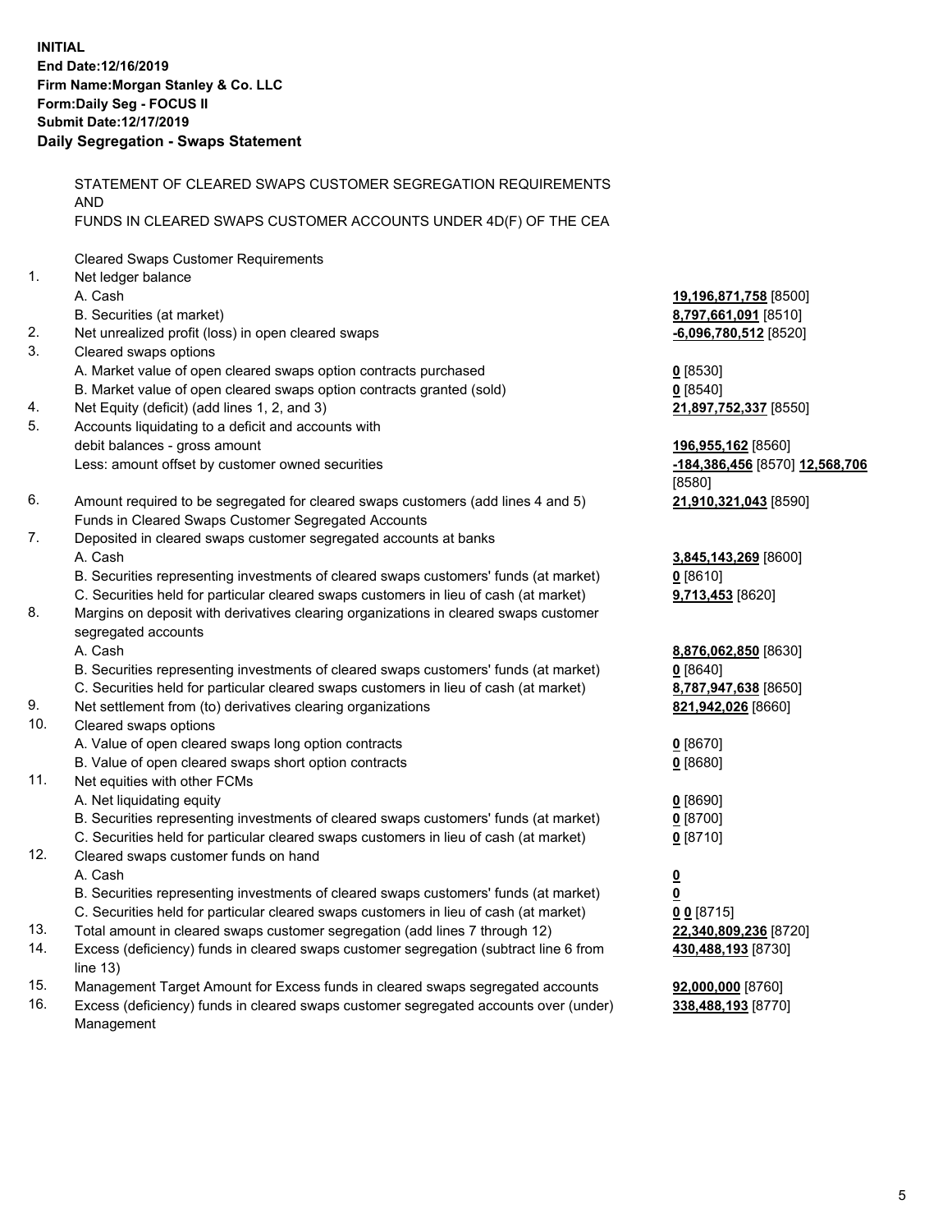**INITIAL**
**End Date:12/16/2019**
**Firm Name:Morgan Stanley & Co. LLC**
**Form:Daily Seg - FOCUS II**
**Submit Date:12/17/2019**
**Daily Segregation - Swaps Statement**

STATEMENT OF CLEARED SWAPS CUSTOMER SEGREGATION REQUIREMENTS AND FUNDS IN CLEARED SWAPS CUSTOMER ACCOUNTS UNDER 4D(F) OF THE CEA

| | | |
|---|---|---|
| | Cleared Swaps Customer Requirements | |
| 1. | Net ledger balance | |
| | A. Cash | **19,196,871,758** [8500] |
| | B. Securities (at market) | **8,797,661,091** [8510] |
| 2. | Net unrealized profit (loss) in open cleared swaps | **-6,096,780,512** [8520] |
| 3. | Cleared swaps options | |
| | A. Market value of open cleared swaps option contracts purchased | **0** [8530] |
| | B. Market value of open cleared swaps option contracts granted (sold) | **0** [8540] |
| 4. | Net Equity (deficit) (add lines 1, 2, and 3) | **21,897,752,337** [8550] |
| 5. | Accounts liquidating to a deficit and accounts with debit balances - gross amount | **196,955,162** [8560] |
| | Less: amount offset by customer owned securities | **-184,386,456** [8570] **12,568,706** [8580] |
| 6. | Amount required to be segregated for cleared swaps customers (add lines 4 and 5) | **21,910,321,043** [8590] |
| | Funds in Cleared Swaps Customer Segregated Accounts | |
| 7. | Deposited in cleared swaps customer segregated accounts at banks | |
| | A. Cash | **3,845,143,269** [8600] |
| | B. Securities representing investments of cleared swaps customers' funds (at market) | **0** [8610] |
| | C. Securities held for particular cleared swaps customers in lieu of cash (at market) | **9,713,453** [8620] |
| 8. | Margins on deposit with derivatives clearing organizations in cleared swaps customer segregated accounts | |
| | A. Cash | **8,876,062,850** [8630] |
| | B. Securities representing investments of cleared swaps customers' funds (at market) | **0** [8640] |
| | C. Securities held for particular cleared swaps customers in lieu of cash (at market) | **8,787,947,638** [8650] |
| 9. | Net settlement from (to) derivatives clearing organizations | **821,942,026** [8660] |
| 10. | Cleared swaps options | |
| | A. Value of open cleared swaps long option contracts | **0** [8670] |
| | B. Value of open cleared swaps short option contracts | **0** [8680] |
| 11. | Net equities with other FCMs | |
| | A. Net liquidating equity | **0** [8690] |
| | B. Securities representing investments of cleared swaps customers' funds (at market) | **0** [8700] |
| | C. Securities held for particular cleared swaps customers in lieu of cash (at market) | **0** [8710] |
| 12. | Cleared swaps customer funds on hand | |
| | A. Cash | **0** |
| | B. Securities representing investments of cleared swaps customers' funds (at market) | **0** |
| | C. Securities held for particular cleared swaps customers in lieu of cash (at market) | **0** **0** [8715] |
| 13. | Total amount in cleared swaps customer segregation (add lines 7 through 12) | **22,340,809,236** [8720] |
| 14. | Excess (deficiency) funds in cleared swaps customer segregation (subtract line 6 from line 13) | **430,488,193** [8730] |
| 15. | Management Target Amount for Excess funds in cleared swaps segregated accounts | **92,000,000** [8760] |
| 16. | Excess (deficiency) funds in cleared swaps customer segregated accounts over (under) Management | **338,488,193** [8770] |